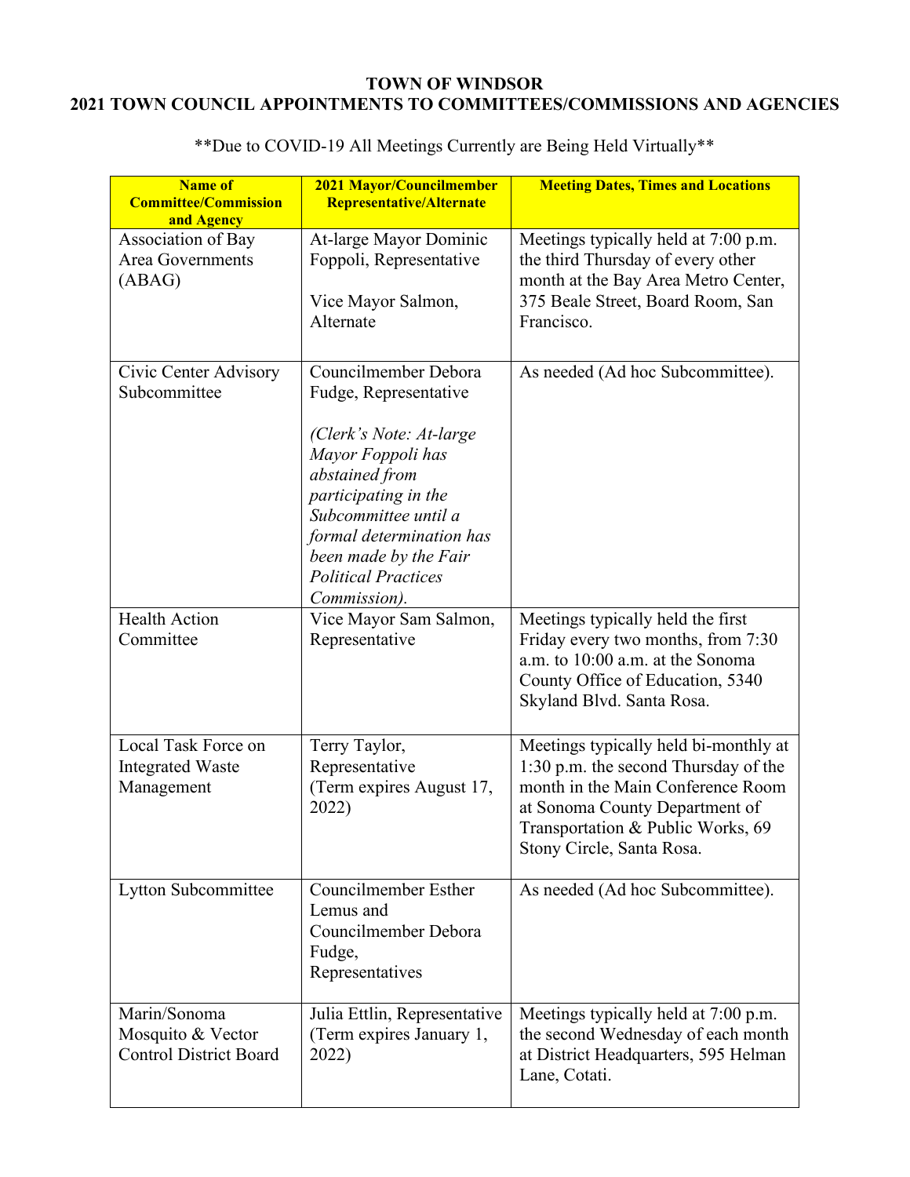# TOWN OF WINDSOR
## 2021 TOWN COUNCIL APPOINTMENTS TO COMMITTEES/COMMISSIONS AND AGENCIES

**Due to COVID-19 All Meetings Currently are Being Held Virtually**

| Name of Committee/Commission and Agency | 2021 Mayor/Councilmember Representative/Alternate | Meeting Dates, Times and Locations |
|---|---|---|
| Association of Bay Area Governments (ABAG) | At-large Mayor Dominic Foppoli, Representative<br><br>Vice Mayor Salmon, Alternate | Meetings typically held at 7:00 p.m. the third Thursday of every other month at the Bay Area Metro Center, 375 Beale Street, Board Room, San Francisco. |
| Civic Center Advisory Subcommittee | Councilmember Debora Fudge, Representative<br><br>*(Clerk's Note: At-large Mayor Foppoli has abstained from participating in the Subcommittee until a formal determination has been made by the Fair Political Practices Commission).* | As needed (Ad hoc Subcommittee). |
| Health Action Committee | Vice Mayor Sam Salmon, Representative | Meetings typically held the first Friday every two months, from 7:30 a.m. to 10:00 a.m. at the Sonoma County Office of Education, 5340 Skyland Blvd. Santa Rosa. |
| Local Task Force on Integrated Waste Management | Terry Taylor, Representative (Term expires August 17, 2022) | Meetings typically held bi-monthly at 1:30 p.m. the second Thursday of the month in the Main Conference Room at Sonoma County Department of Transportation & Public Works, 69 Stony Circle, Santa Rosa. |
| Lytton Subcommittee | Councilmember Esther Lemus and Councilmember Debora Fudge, Representatives | As needed (Ad hoc Subcommittee). |
| Marin/Sonoma Mosquito & Vector Control District Board | Julia Ettlin, Representative (Term expires January 1, 2022) | Meetings typically held at 7:00 p.m. the second Wednesday of each month at District Headquarters, 595 Helman Lane, Cotati. |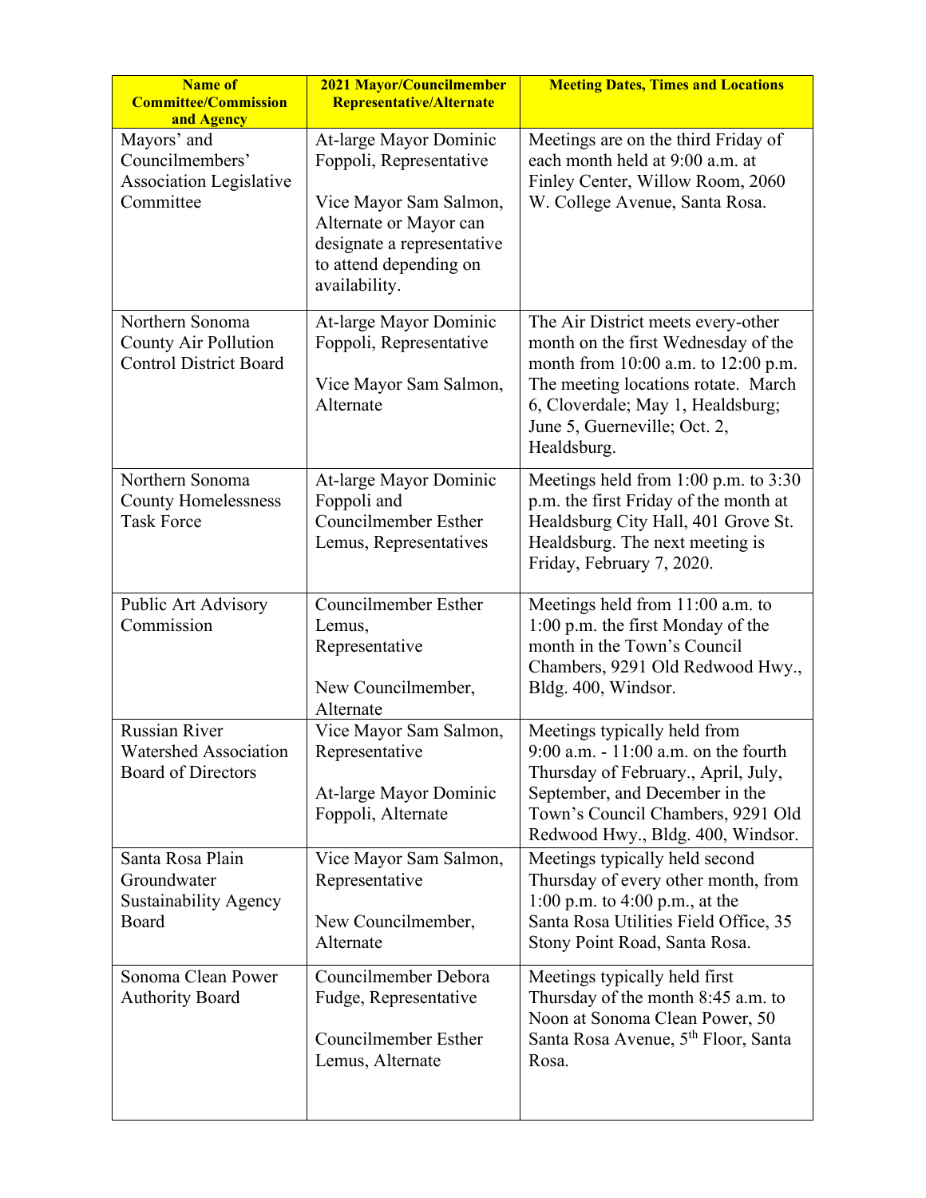| Name of Committee/Commission and Agency | 2021 Mayor/Councilmember Representative/Alternate | Meeting Dates, Times and Locations |
|---|---|---|
| Mayors' and Councilmembers' Association Legislative Committee | At-large Mayor Dominic Foppoli, Representative<br><br>Vice Mayor Sam Salmon, Alternate or Mayor can designate a representative to attend depending on availability. | Meetings are on the third Friday of each month held at 9:00 a.m. at Finley Center, Willow Room, 2060 W. College Avenue, Santa Rosa. |
| Northern Sonoma County Air Pollution Control District Board | At-large Mayor Dominic Foppoli, Representative<br><br>Vice Mayor Sam Salmon, Alternate | The Air District meets every-other month on the first Wednesday of the month from 10:00 a.m. to 12:00 p.m. The meeting locations rotate. March 6, Cloverdale; May 1, Healdsburg; June 5, Guerneville; Oct. 2, Healdsburg. |
| Northern Sonoma County Homelessness Task Force | At-large Mayor Dominic Foppoli and Councilmember Esther Lemus, Representatives | Meetings held from 1:00 p.m. to 3:30 p.m. the first Friday of the month at Healdsburg City Hall, 401 Grove St. Healdsburg. The next meeting is Friday, February 7, 2020. |
| Public Art Advisory Commission | Councilmember Esther Lemus, Representative<br><br>New Councilmember, Alternate | Meetings held from 11:00 a.m. to 1:00 p.m. the first Monday of the month in the Town's Council Chambers, 9291 Old Redwood Hwy., Bldg. 400, Windsor. |
| Russian River Watershed Association Board of Directors | Vice Mayor Sam Salmon, Representative<br><br>At-large Mayor Dominic Foppoli, Alternate | Meetings typically held from 9:00 a.m. - 11:00 a.m. on the fourth Thursday of February., April, July, September, and December in the Town's Council Chambers, 9291 Old Redwood Hwy., Bldg. 400, Windsor. |
| Santa Rosa Plain Groundwater Sustainability Agency Board | Vice Mayor Sam Salmon, Representative<br><br>New Councilmember, Alternate | Meetings typically held second Thursday of every other month, from 1:00 p.m. to 4:00 p.m., at the Santa Rosa Utilities Field Office, 35 Stony Point Road, Santa Rosa. |
| Sonoma Clean Power Authority Board | Councilmember Debora Fudge, Representative<br><br>Councilmember Esther Lemus, Alternate | Meetings typically held first Thursday of the month 8:45 a.m. to Noon at Sonoma Clean Power, 50 Santa Rosa Avenue, 5th Floor, Santa Rosa. |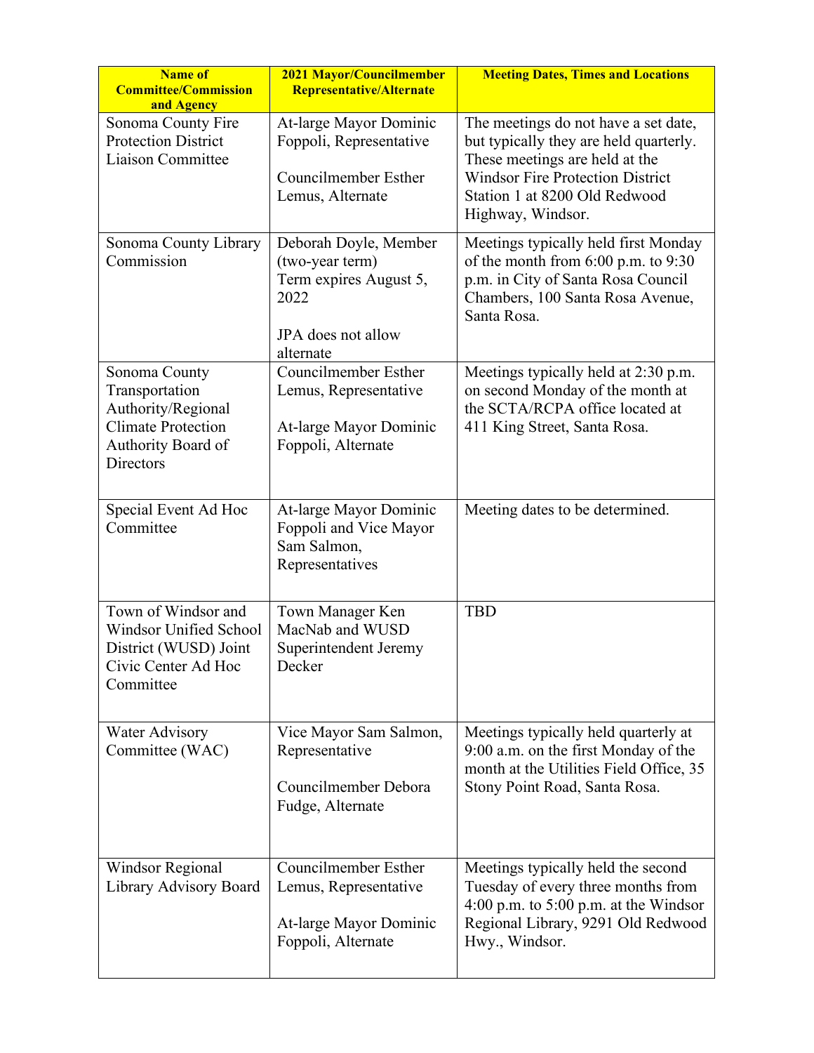| Name of Committee/Commission and Agency | 2021 Mayor/Councilmember Representative/Alternate | Meeting Dates, Times and Locations |
|---|---|---|
| Sonoma County Fire Protection District Liaison Committee | At-large Mayor Dominic Foppoli, Representative<br><br>Councilmember Esther Lemus, Alternate | The meetings do not have a set date, but typically they are held quarterly. These meetings are held at the Windsor Fire Protection District Station 1 at 8200 Old Redwood Highway, Windsor. |
| Sonoma County Library Commission | Deborah Doyle, Member (two-year term)<br>Term expires August 5, 2022<br><br>JPA does not allow alternate | Meetings typically held first Monday of the month from 6:00 p.m. to 9:30 p.m. in City of Santa Rosa Council Chambers, 100 Santa Rosa Avenue, Santa Rosa. |
| Sonoma County Transportation Authority/Regional Climate Protection Authority Board of Directors | Councilmember Esther Lemus, Representative<br><br>At-large Mayor Dominic Foppoli, Alternate | Meetings typically held at 2:30 p.m. on second Monday of the month at the SCTA/RCPA office located at 411 King Street, Santa Rosa. |
| Special Event Ad Hoc Committee | At-large Mayor Dominic Foppoli and Vice Mayor Sam Salmon, Representatives | Meeting dates to be determined. |
| Town of Windsor and Windsor Unified School District (WUSD) Joint Civic Center Ad Hoc Committee | Town Manager Ken MacNab and WUSD Superintendent Jeremy Decker | TBD |
| Water Advisory Committee (WAC) | Vice Mayor Sam Salmon, Representative<br><br>Councilmember Debora Fudge, Alternate | Meetings typically held quarterly at 9:00 a.m. on the first Monday of the month at the Utilities Field Office, 35 Stony Point Road, Santa Rosa. |
| Windsor Regional Library Advisory Board | Councilmember Esther Lemus, Representative<br><br>At-large Mayor Dominic Foppoli, Alternate | Meetings typically held the second Tuesday of every three months from 4:00 p.m. to 5:00 p.m. at the Windsor Regional Library, 9291 Old Redwood Hwy., Windsor. |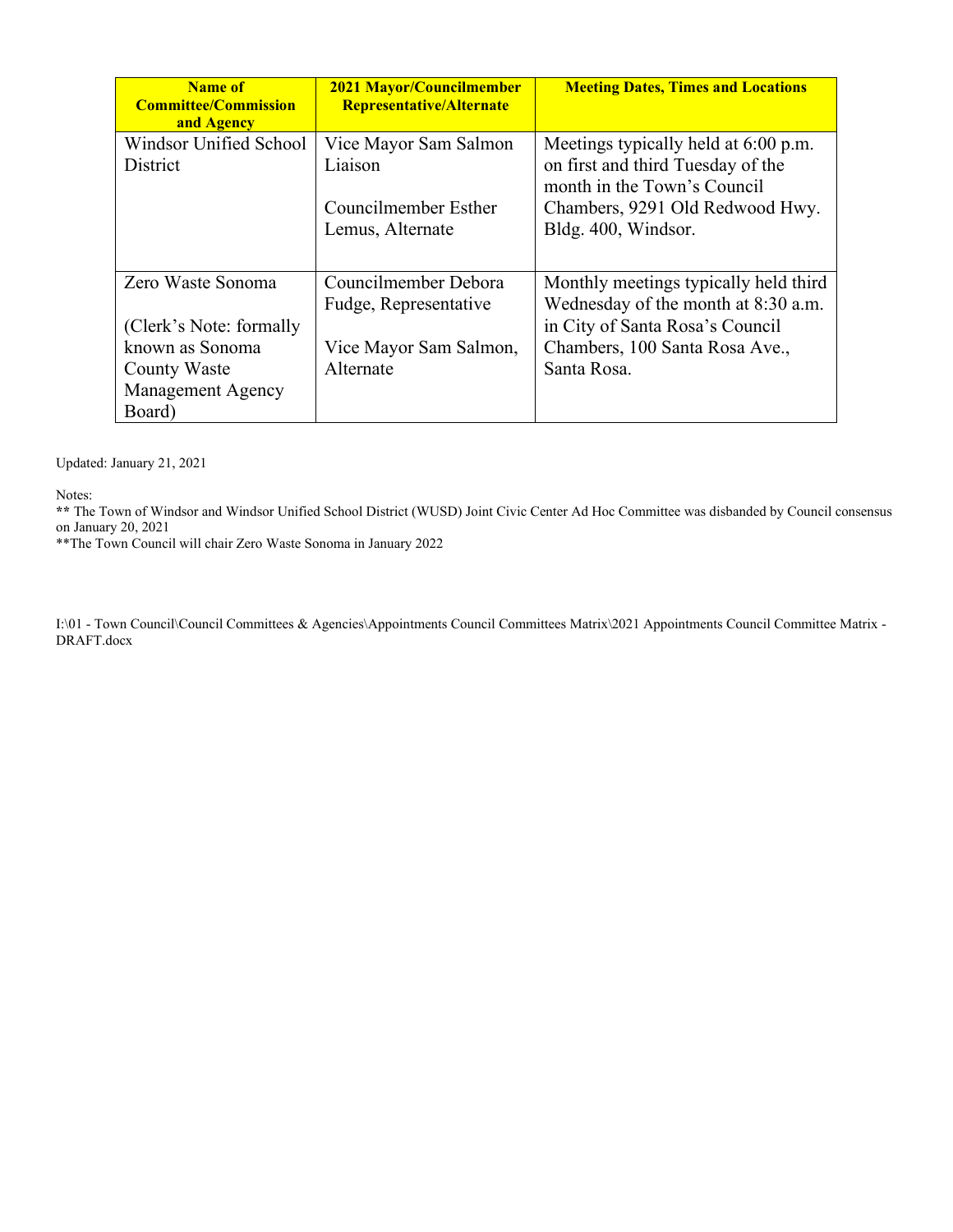| Name of Committee/Commission and Agency | 2021 Mayor/Councilmember Representative/Alternate | Meeting Dates, Times and Locations |
|---|---|---|
| Windsor Unified School District | Vice Mayor Sam Salmon Liaison<br><br>Councilmember Esther Lemus, Alternate | Meetings typically held at 6:00 p.m. on first and third Tuesday of the month in the Town's Council Chambers, 9291 Old Redwood Hwy. Bldg. 400, Windsor. |
| Zero Waste Sonoma<br><br>(Clerk's Note: formally known as Sonoma County Waste Management Agency Board) | Councilmember Debora Fudge, Representative<br><br>Vice Mayor Sam Salmon, Alternate | Monthly meetings typically held third Wednesday of the month at 8:30 a.m. in City of Santa Rosa's Council Chambers, 100 Santa Rosa Ave., Santa Rosa. |

Updated: January 21, 2021

Notes:

**\*\*** The Town of Windsor and Windsor Unified School District (WUSD) Joint Civic Center Ad Hoc Committee was disbanded by Council consensus on January 20, 2021

\*\*The Town Council will chair Zero Waste Sonoma in January 2022

I:\01 - Town Council\Council Committees & Agencies\Appointments Council Committees Matrix\2021 Appointments Council Committee Matrix - DRAFT.docx